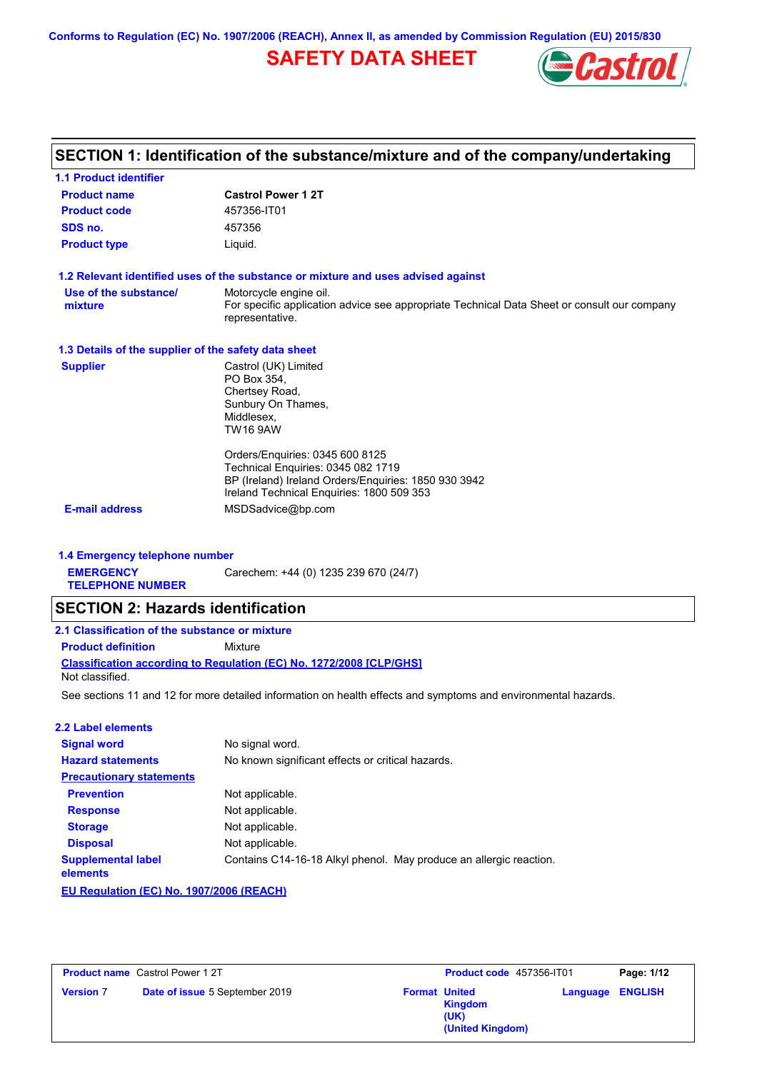Conforms to Regulation (EC) No. 1907/2006 (REACH), Annex II, as amended by Commission Regulation (EU) 2015/830

# SAFETY DATA SHEET

## SECTION 1: Identification of the substance/mixture and of the company/undertaking

### 1.1 Product identifier

| | |
|---|---|
| **Product name** | **Castrol Power 1 2T** |
| **Product code** | 457356-IT01 |
| **SDS no.** | 457356 |
| **Product type** | Liquid. |

### 1.2 Relevant identified uses of the substance or mixture and uses advised against

| | |
|---|---|
| **Use of the substance/ mixture** | Motorcycle engine oil.<br>For specific application advice see appropriate Technical Data Sheet or consult our company representative. |

### 1.3 Details of the supplier of the safety data sheet

**Supplier**

Castrol (UK) Limited
PO Box 354,
Chertsey Road,
Sunbury On Thames,
Middlesex,
TW16 9AW

Orders/Enquiries: 0345 600 8125
Technical Enquiries: 0345 082 1719
BP (Ireland) Ireland Orders/Enquiries: 1850 930 3942
Ireland Technical Enquiries: 1800 509 353

**E-mail address** MSDSadvice@bp.com

### 1.4 Emergency telephone number

**EMERGENCY TELEPHONE NUMBER** Carechem: +44 (0) 1235 239 670 (24/7)

## SECTION 2: Hazards identification

### 2.1 Classification of the substance or mixture

**Product definition** Mixture

**Classification according to Regulation (EC) No. 1272/2008 [CLP/GHS]**

Not classified.

See sections 11 and 12 for more detailed information on health effects and symptoms and environmental hazards.

### 2.2 Label elements

| | |
|---|---|
| **Signal word** | No signal word. |
| **Hazard statements** | No known significant effects or critical hazards. |
| **Precautionary statements** | |
| **Prevention** | Not applicable. |
| **Response** | Not applicable. |
| **Storage** | Not applicable. |
| **Disposal** | Not applicable. |
| **Supplemental label elements** | Contains C14-16-18 Alkyl phenol. May produce an allergic reaction. |

**EU Regulation (EC) No. 1907/2006 (REACH)**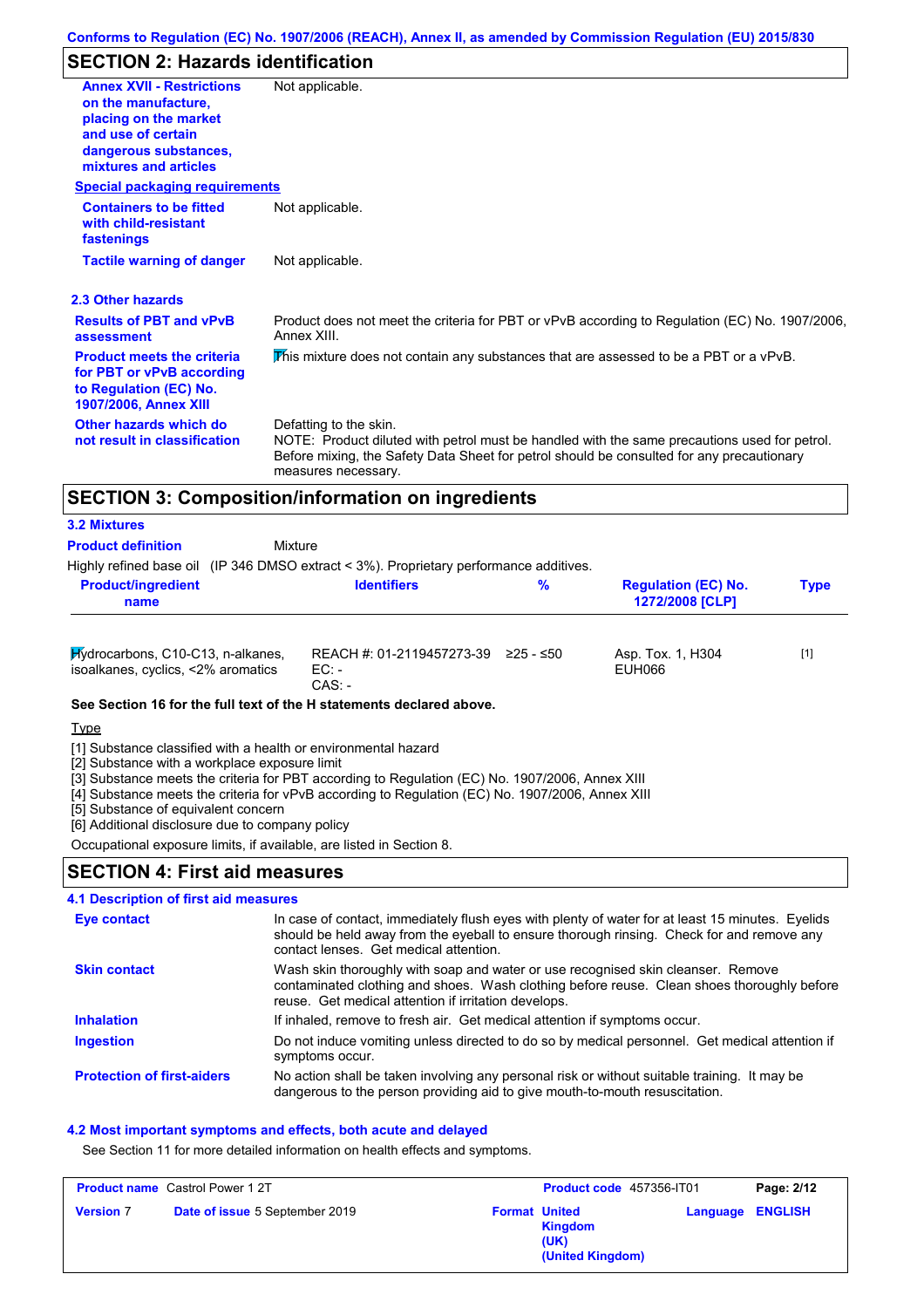Conforms to Regulation (EC) No. 1907/2006 (REACH), Annex II, as amended by Commission Regulation (EU) 2015/830

## SECTION 2: Hazards identification

**Annex XVII - Restrictions on the manufacture, placing on the market and use of certain dangerous substances, mixtures and articles**: Not applicable.

**Special packaging requirements**

**Containers to be fitted with child-resistant fastenings**: Not applicable.

**Tactile warning of danger**: Not applicable.

### 2.3 Other hazards

**Results of PBT and vPvB assessment**: Product does not meet the criteria for PBT or vPvB according to Regulation (EC) No. 1907/2006, Annex XIII.

**Product meets the criteria for PBT or vPvB according to Regulation (EC) No. 1907/2006, Annex XIII**: This mixture does not contain any substances that are assessed to be a PBT or a vPvB.

**Other hazards which do not result in classification**: Defatting to the skin.
NOTE: Product diluted with petrol must be handled with the same precautions used for petrol. Before mixing, the Safety Data Sheet for petrol should be consulted for any precautionary measures necessary.

## SECTION 3: Composition/information on ingredients

### 3.2 Mixtures

**Product definition**: Mixture

Highly refined base oil (IP 346 DMSO extract < 3%). Proprietary performance additives.

| Product/ingredient name | Identifiers | % | Regulation (EC) No. 1272/2008 [CLP] | Type |
|---|---|---|---|---|
| Hydrocarbons, C10-C13, n-alkanes, isoalkanes, cyclics, <2% aromatics | REACH #: 01-2119457273-39<br>EC: -<br>CAS: - | ≥25 - ≤50 | Asp. Tox. 1, H304<br>EUH066 | [1] |

**See Section 16 for the full text of the H statements declared above.**

Type

[1] Substance classified with a health or environmental hazard
[2] Substance with a workplace exposure limit
[3] Substance meets the criteria for PBT according to Regulation (EC) No. 1907/2006, Annex XIII
[4] Substance meets the criteria for vPvB according to Regulation (EC) No. 1907/2006, Annex XIII
[5] Substance of equivalent concern
[6] Additional disclosure due to company policy

Occupational exposure limits, if available, are listed in Section 8.

## SECTION 4: First aid measures

### 4.1 Description of first aid measures

**Eye contact**: In case of contact, immediately flush eyes with plenty of water for at least 15 minutes. Eyelids should be held away from the eyeball to ensure thorough rinsing. Check for and remove any contact lenses. Get medical attention.

**Skin contact**: Wash skin thoroughly with soap and water or use recognised skin cleanser. Remove contaminated clothing and shoes. Wash clothing before reuse. Clean shoes thoroughly before reuse. Get medical attention if irritation develops.

**Inhalation**: If inhaled, remove to fresh air. Get medical attention if symptoms occur.

**Ingestion**: Do not induce vomiting unless directed to do so by medical personnel. Get medical attention if symptoms occur.

**Protection of first-aiders**: No action shall be taken involving any personal risk or without suitable training. It may be dangerous to the person providing aid to give mouth-to-mouth resuscitation.

### 4.2 Most important symptoms and effects, both acute and delayed

See Section 11 for more detailed information on health effects and symptoms.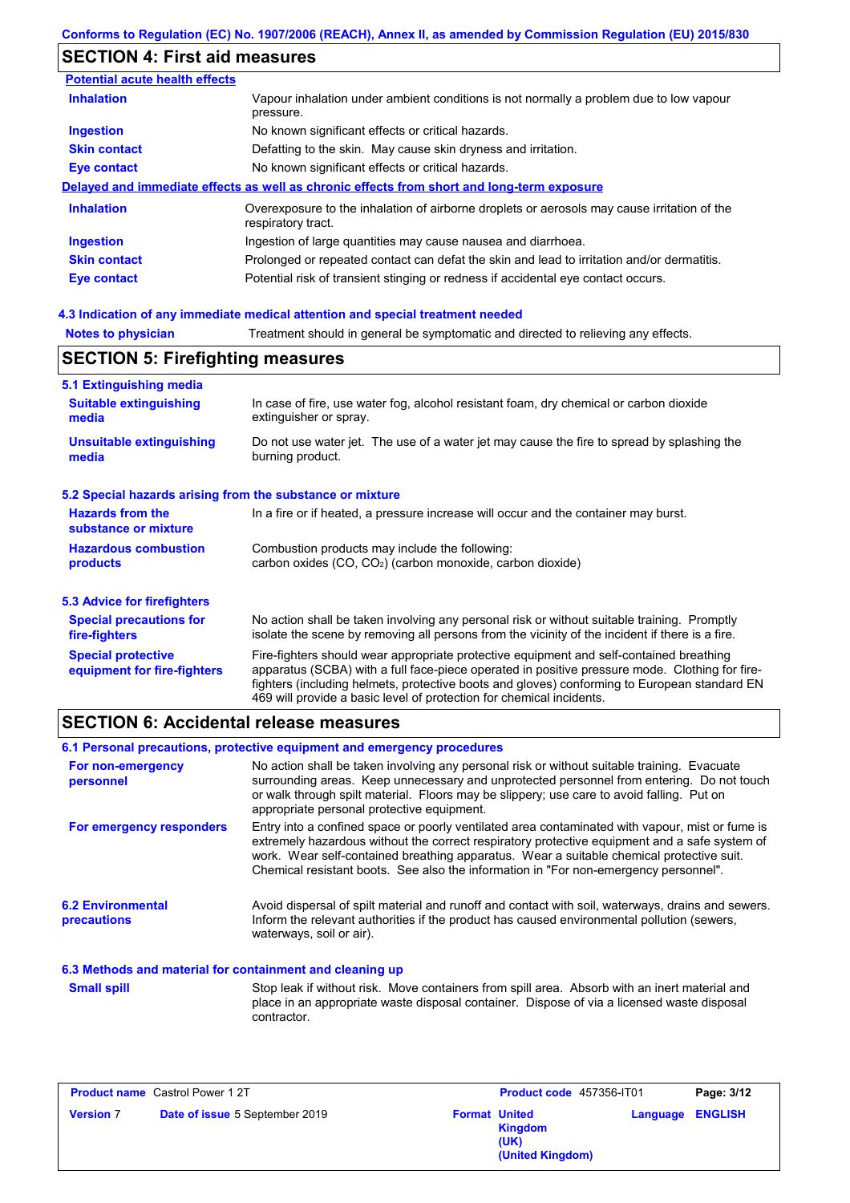## SECTION 4: First aid measures

**Potential acute health effects**

| | |
|---|---|
| **Inhalation** | Vapour inhalation under ambient conditions is not normally a problem due to low vapour pressure. |
| **Ingestion** | No known significant effects or critical hazards. |
| **Skin contact** | Defatting to the skin. May cause skin dryness and irritation. |
| **Eye contact** | No known significant effects or critical hazards. |

**Delayed and immediate effects as well as chronic effects from short and long-term exposure**

| | |
|---|---|
| **Inhalation** | Overexposure to the inhalation of airborne droplets or aerosols may cause irritation of the respiratory tract. |
| **Ingestion** | Ingestion of large quantities may cause nausea and diarrhoea. |
| **Skin contact** | Prolonged or repeated contact can defat the skin and lead to irritation and/or dermatitis. |
| **Eye contact** | Potential risk of transient stinging or redness if accidental eye contact occurs. |

### 4.3 Indication of any immediate medical attention and special treatment needed

| | |
|---|---|
| **Notes to physician** | Treatment should in general be symptomatic and directed to relieving any effects. |

## SECTION 5: Firefighting measures

### 5.1 Extinguishing media

| | |
|---|---|
| **Suitable extinguishing media** | In case of fire, use water fog, alcohol resistant foam, dry chemical or carbon dioxide extinguisher or spray. |
| **Unsuitable extinguishing media** | Do not use water jet. The use of a water jet may cause the fire to spread by splashing the burning product. |

### 5.2 Special hazards arising from the substance or mixture

| | |
|---|---|
| **Hazards from the substance or mixture** | In a fire or if heated, a pressure increase will occur and the container may burst. |
| **Hazardous combustion products** | Combustion products may include the following: carbon oxides (CO, $CO_2$) (carbon monoxide, carbon dioxide) |

### 5.3 Advice for firefighters

| | |
|---|---|
| **Special precautions for fire-fighters** | No action shall be taken involving any personal risk or without suitable training. Promptly isolate the scene by removing all persons from the vicinity of the incident if there is a fire. |
| **Special protective equipment for fire-fighters** | Fire-fighters should wear appropriate protective equipment and self-contained breathing apparatus (SCBA) with a full face-piece operated in positive pressure mode. Clothing for fire-fighters (including helmets, protective boots and gloves) conforming to European standard EN 469 will provide a basic level of protection for chemical incidents. |

## SECTION 6: Accidental release measures

### 6.1 Personal precautions, protective equipment and emergency procedures

| | |
|---|---|
| **For non-emergency personnel** | No action shall be taken involving any personal risk or without suitable training. Evacuate surrounding areas. Keep unnecessary and unprotected personnel from entering. Do not touch or walk through spilt material. Floors may be slippery; use care to avoid falling. Put on appropriate personal protective equipment. |
| **For emergency responders** | Entry into a confined space or poorly ventilated area contaminated with vapour, mist or fume is extremely hazardous without the correct respiratory protective equipment and a safe system of work. Wear self-contained breathing apparatus. Wear a suitable chemical protective suit. Chemical resistant boots. See also the information in "For non-emergency personnel". |

| | |
|---|---|
| **6.2 Environmental precautions** | Avoid dispersal of spilt material and runoff and contact with soil, waterways, drains and sewers. Inform the relevant authorities if the product has caused environmental pollution (sewers, waterways, soil or air). |

### 6.3 Methods and material for containment and cleaning up

| | |
|---|---|
| **Small spill** | Stop leak if without risk. Move containers from spill area. Absorb with an inert material and place in an appropriate waste disposal container. Dispose of via a licensed waste disposal contractor. |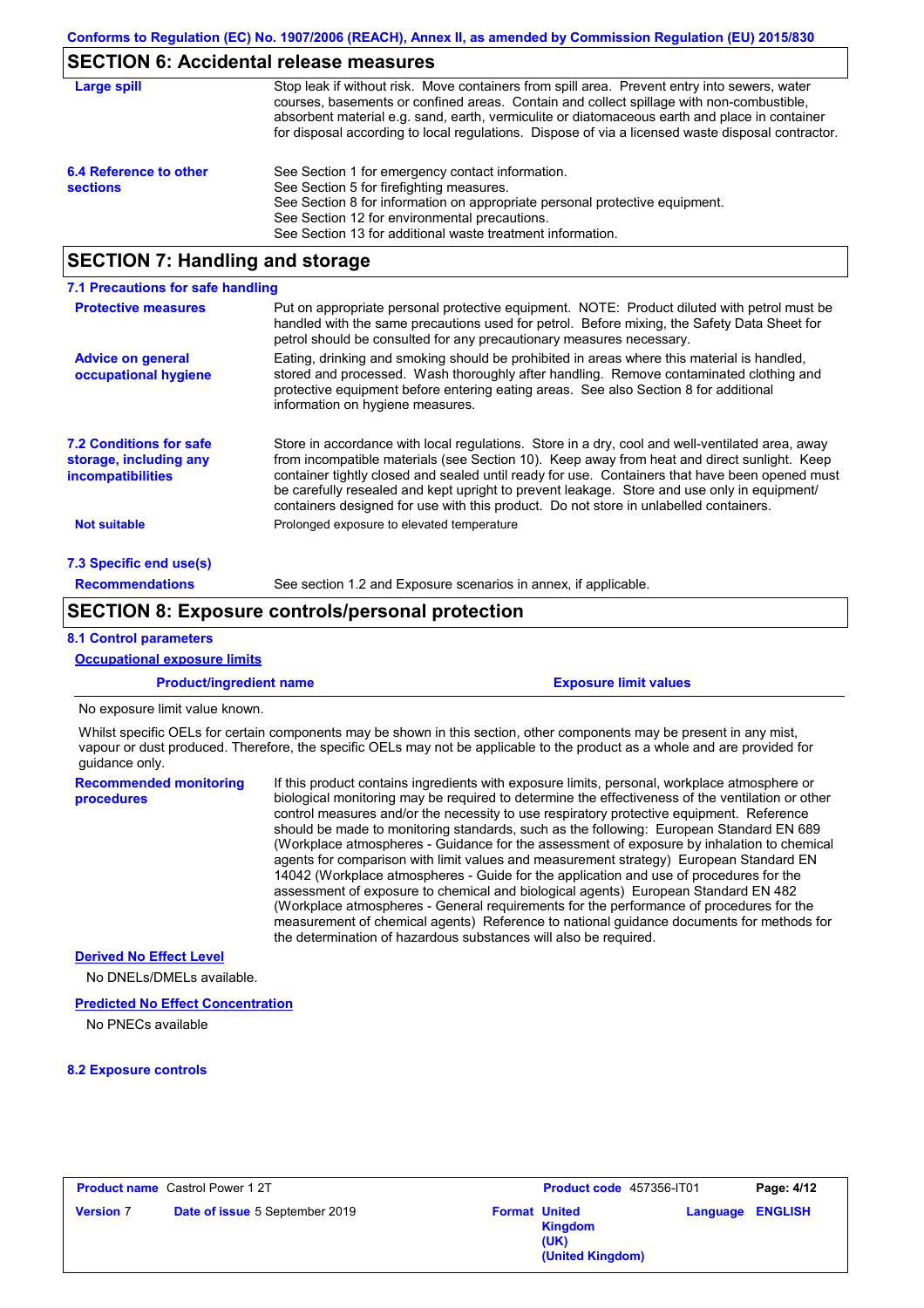## SECTION 6: Accidental release measures

**Large spill**

Stop leak if without risk. Move containers from spill area. Prevent entry into sewers, water courses, basements or confined areas. Contain and collect spillage with non-combustible, absorbent material e.g. sand, earth, vermiculite or diatomaceous earth and place in container for disposal according to local regulations. Dispose of via a licensed waste disposal contractor.

**6.4 Reference to other sections**

See Section 1 for emergency contact information.
See Section 5 for firefighting measures.
See Section 8 for information on appropriate personal protective equipment.
See Section 12 for environmental precautions.
See Section 13 for additional waste treatment information.

## SECTION 7: Handling and storage

### 7.1 Precautions for safe handling

**Protective measures**

Put on appropriate personal protective equipment. NOTE: Product diluted with petrol must be handled with the same precautions used for petrol. Before mixing, the Safety Data Sheet for petrol should be consulted for any precautionary measures necessary.

**Advice on general occupational hygiene**

Eating, drinking and smoking should be prohibited in areas where this material is handled, stored and processed. Wash thoroughly after handling. Remove contaminated clothing and protective equipment before entering eating areas. See also Section 8 for additional information on hygiene measures.

**7.2 Conditions for safe storage, including any incompatibilities**

Store in accordance with local regulations. Store in a dry, cool and well-ventilated area, away from incompatible materials (see Section 10). Keep away from heat and direct sunlight. Keep container tightly closed and sealed until ready for use. Containers that have been opened must be carefully resealed and kept upright to prevent leakage. Store and use only in equipment/ containers designed for use with this product. Do not store in unlabelled containers.

**Not suitable**

Prolonged exposure to elevated temperature

### 7.3 Specific end use(s)

**Recommendations**

See section 1.2 and Exposure scenarios in annex, if applicable.

## SECTION 8: Exposure controls/personal protection

### 8.1 Control parameters

**Occupational exposure limits**

| Product/ingredient name | Exposure limit values |
|---|---|
| No exposure limit value known. | |

Whilst specific OELs for certain components may be shown in this section, other components may be present in any mist, vapour or dust produced. Therefore, the specific OELs may not be applicable to the product as a whole and are provided for guidance only.

**Recommended monitoring procedures**

If this product contains ingredients with exposure limits, personal, workplace atmosphere or biological monitoring may be required to determine the effectiveness of the ventilation or other control measures and/or the necessity to use respiratory protective equipment. Reference should be made to monitoring standards, such as the following: European Standard EN 689 (Workplace atmospheres - Guidance for the assessment of exposure by inhalation to chemical agents for comparison with limit values and measurement strategy) European Standard EN 14042 (Workplace atmospheres - Guide for the application and use of procedures for the assessment of exposure to chemical and biological agents) European Standard EN 482 (Workplace atmospheres - General requirements for the performance of procedures for the measurement of chemical agents) Reference to national guidance documents for methods for the determination of hazardous substances will also be required.

**Derived No Effect Level**

No DNELs/DMELs available.

**Predicted No Effect Concentration**

No PNECs available

### 8.2 Exposure controls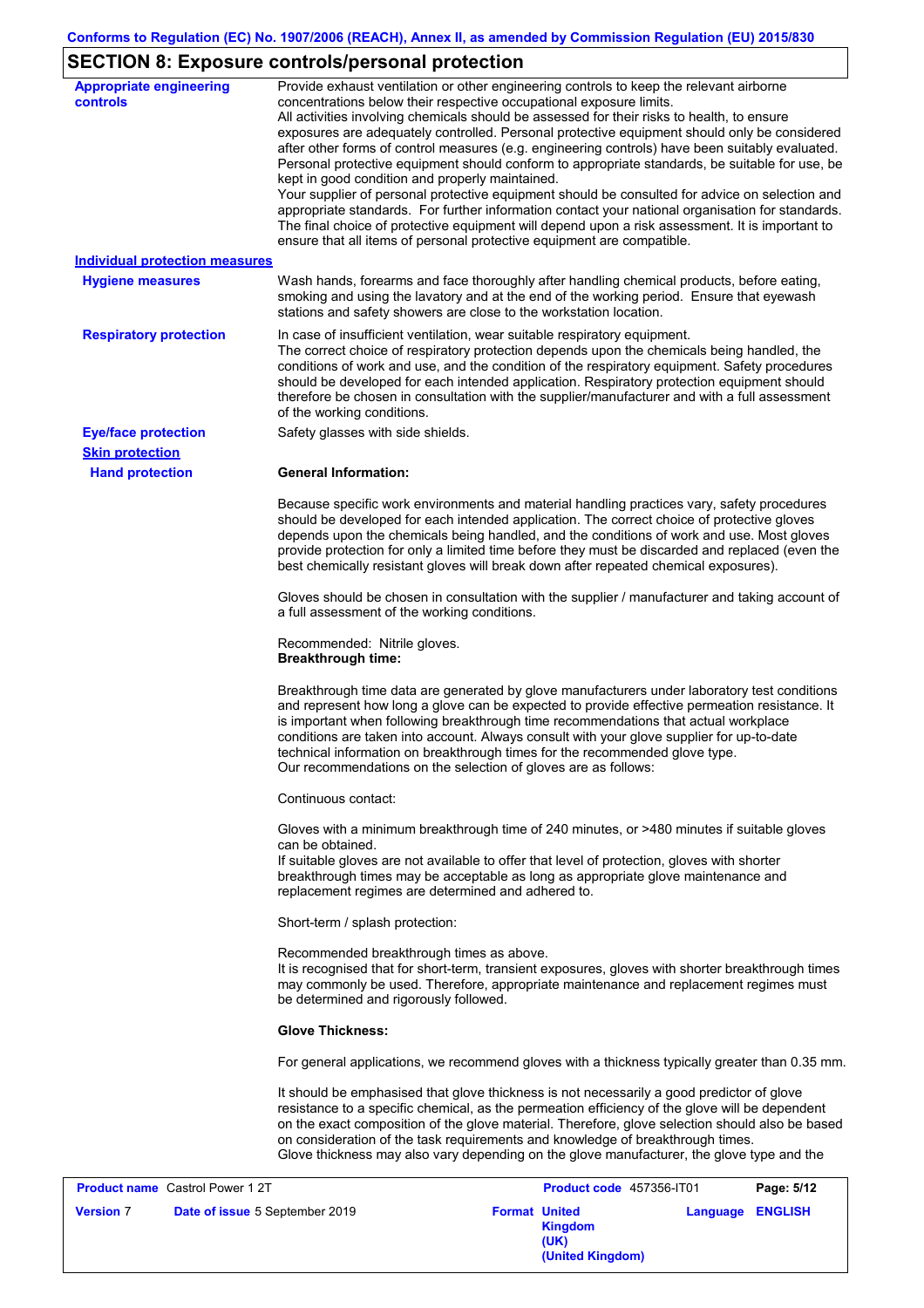## SECTION 8: Exposure controls/personal protection

**Appropriate engineering controls**

Provide exhaust ventilation or other engineering controls to keep the relevant airborne concentrations below their respective occupational exposure limits.
All activities involving chemicals should be assessed for their risks to health, to ensure exposures are adequately controlled. Personal protective equipment should only be considered after other forms of control measures (e.g. engineering controls) have been suitably evaluated. Personal protective equipment should conform to appropriate standards, be suitable for use, be kept in good condition and properly maintained.
Your supplier of personal protective equipment should be consulted for advice on selection and appropriate standards. For further information contact your national organisation for standards. The final choice of protective equipment will depend upon a risk assessment. It is important to ensure that all items of personal protective equipment are compatible.

**Individual protection measures**

**Hygiene measures**

Wash hands, forearms and face thoroughly after handling chemical products, before eating, smoking and using the lavatory and at the end of the working period. Ensure that eyewash stations and safety showers are close to the workstation location.

**Respiratory protection**

In case of insufficient ventilation, wear suitable respiratory equipment.
The correct choice of respiratory protection depends upon the chemicals being handled, the conditions of work and use, and the condition of the respiratory equipment. Safety procedures should be developed for each intended application. Respiratory protection equipment should therefore be chosen in consultation with the supplier/manufacturer and with a full assessment of the working conditions.

**Eye/face protection**

Safety glasses with side shields.

**Skin protection**

**Hand protection**

**General Information:**

Because specific work environments and material handling practices vary, safety procedures should be developed for each intended application. The correct choice of protective gloves depends upon the chemicals being handled, and the conditions of work and use. Most gloves provide protection for only a limited time before they must be discarded and replaced (even the best chemically resistant gloves will break down after repeated chemical exposures).

Gloves should be chosen in consultation with the supplier / manufacturer and taking account of a full assessment of the working conditions.

Recommended: Nitrile gloves.
**Breakthrough time:**

Breakthrough time data are generated by glove manufacturers under laboratory test conditions and represent how long a glove can be expected to provide effective permeation resistance. It is important when following breakthrough time recommendations that actual workplace conditions are taken into account. Always consult with your glove supplier for up-to-date technical information on breakthrough times for the recommended glove type.
Our recommendations on the selection of gloves are as follows:

Continuous contact:

Gloves with a minimum breakthrough time of 240 minutes, or >480 minutes if suitable gloves can be obtained.
If suitable gloves are not available to offer that level of protection, gloves with shorter breakthrough times may be acceptable as long as appropriate glove maintenance and replacement regimes are determined and adhered to.

Short-term / splash protection:

Recommended breakthrough times as above.
It is recognised that for short-term, transient exposures, gloves with shorter breakthrough times may commonly be used. Therefore, appropriate maintenance and replacement regimes must be determined and rigorously followed.

**Glove Thickness:**

For general applications, we recommend gloves with a thickness typically greater than 0.35 mm.

It should be emphasised that glove thickness is not necessarily a good predictor of glove resistance to a specific chemical, as the permeation efficiency of the glove will be dependent on the exact composition of the glove material. Therefore, glove selection should also be based on consideration of the task requirements and knowledge of breakthrough times.
Glove thickness may also vary depending on the glove manufacturer, the glove type and the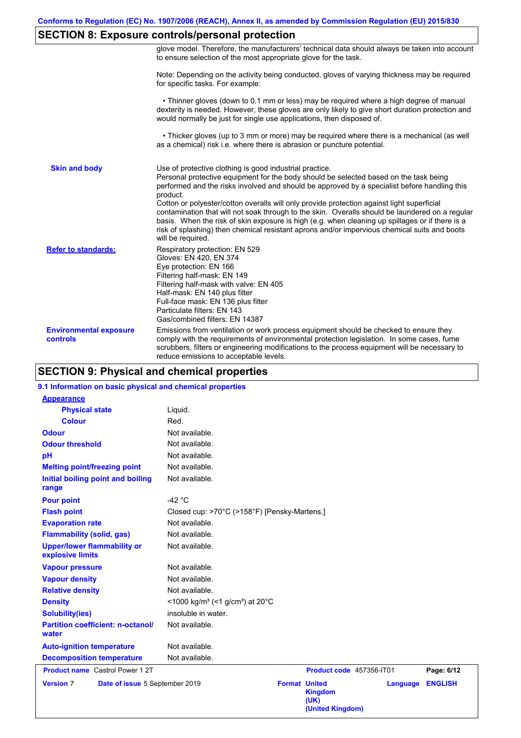## SECTION 8: Exposure controls/personal protection

glove model. Therefore, the manufacturers' technical data should always be taken into account to ensure selection of the most appropriate glove for the task.

Note: Depending on the activity being conducted, gloves of varying thickness may be required for specific tasks. For example:

- Thinner gloves (down to 0.1 mm or less) may be required where a high degree of manual dexterity is needed. However, these gloves are only likely to give short duration protection and would normally be just for single use applications, then disposed of.

- Thicker gloves (up to 3 mm or more) may be required where there is a mechanical (as well as a chemical) risk i.e. where there is abrasion or puncture potential.

**Skin and body**

Use of protective clothing is good industrial practice.
Personal protective equipment for the body should be selected based on the task being performed and the risks involved and should be approved by a specialist before handling this product.
Cotton or polyester/cotton overalls will only provide protection against light superficial contamination that will not soak through to the skin. Overalls should be laundered on a regular basis. When the risk of skin exposure is high (e.g. when cleaning up spillages or if there is a risk of splashing) then chemical resistant aprons and/or impervious chemical suits and boots will be required.

**Refer to standards:**

Respiratory protection: EN 529
Gloves: EN 420, EN 374
Eye protection: EN 166
Filtering half-mask: EN 149
Filtering half-mask with valve: EN 405
Half-mask: EN 140 plus filter
Full-face mask: EN 136 plus filter
Particulate filters: EN 143
Gas/combined filters: EN 14387

**Environmental exposure controls**

Emissions from ventilation or work process equipment should be checked to ensure they comply with the requirements of environmental protection legislation. In some cases, fume scrubbers, filters or engineering modifications to the process equipment will be necessary to reduce emissions to acceptable levels.

## SECTION 9: Physical and chemical properties

### 9.1 Information on basic physical and chemical properties

| Property | Value |
|---|---|
| **Appearance** | |
| Physical state | Liquid. |
| Colour | Red. |
| Odour | Not available. |
| Odour threshold | Not available. |
| pH | Not available. |
| Melting point/freezing point | Not available. |
| Initial boiling point and boiling range | Not available. |
| Pour point | -42 °C |
| Flash point | Closed cup: >70°C (>158°F) [Pensky-Martens.] |
| Evaporation rate | Not available. |
| Flammability (solid, gas) | Not available. |
| Upper/lower flammability or explosive limits | Not available. |
| Vapour pressure | Not available. |
| Vapour density | Not available. |
| Relative density | Not available. |
| Density | <1000 kg/m³ (<1 g/cm³) at 20°C |
| Solubility(ies) | insoluble in water. |
| Partition coefficient: n-octanol/water | Not available. |
| Auto-ignition temperature | Not available. |
| Decomposition temperature | Not available. |

| Product name | Castrol Power 1 2T | Product code | 457356-IT01 |
|---|---|---|---|
| Version | 7 | Date of issue | 5 September 2019 |
| Format | United Kingdom (UK) (United Kingdom) | Language | ENGLISH |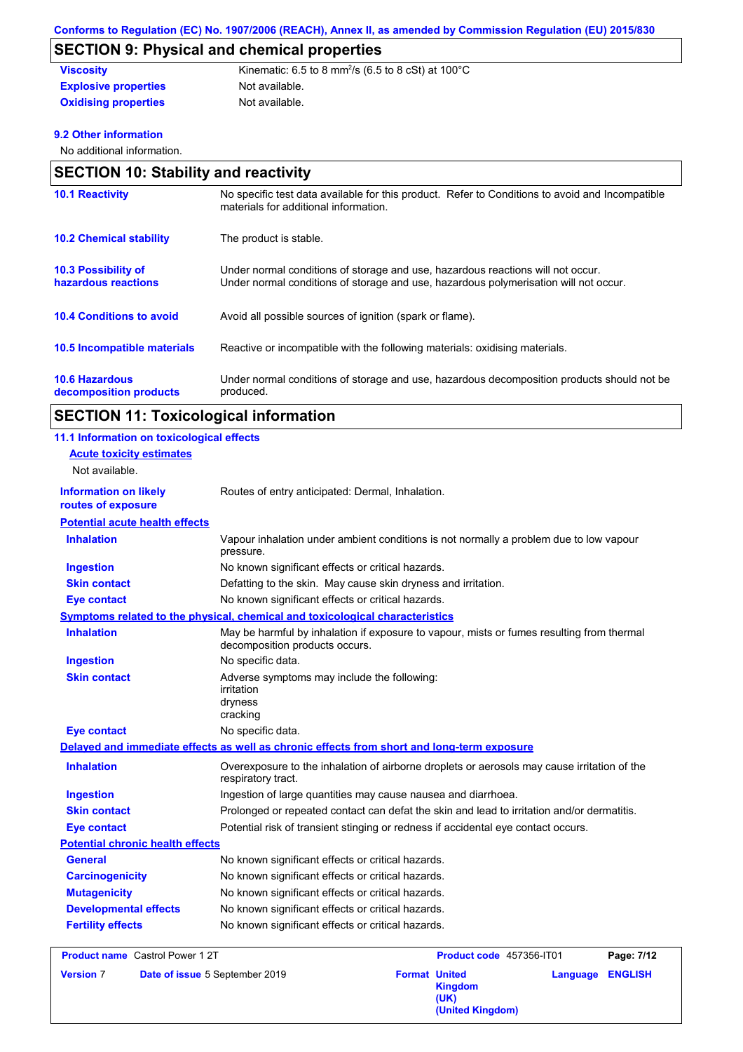## SECTION 9: Physical and chemical properties

| | |
|---|---|
| **Viscosity** | Kinematic: 6.5 to 8 mm$^2$/s (6.5 to 8 cSt) at 100°C |
| **Explosive properties** | Not available. |
| **Oxidising properties** | Not available. |

### 9.2 Other information

No additional information.

## SECTION 10: Stability and reactivity

| | |
|---|---|
| **10.1 Reactivity** | No specific test data available for this product. Refer to Conditions to avoid and Incompatible materials for additional information. |
| **10.2 Chemical stability** | The product is stable. |
| **10.3 Possibility of hazardous reactions** | Under normal conditions of storage and use, hazardous reactions will not occur. Under normal conditions of storage and use, hazardous polymerisation will not occur. |
| **10.4 Conditions to avoid** | Avoid all possible sources of ignition (spark or flame). |
| **10.5 Incompatible materials** | Reactive or incompatible with the following materials: oxidising materials. |
| **10.6 Hazardous decomposition products** | Under normal conditions of storage and use, hazardous decomposition products should not be produced. |

## SECTION 11: Toxicological information

### 11.1 Information on toxicological effects

**Acute toxicity estimates**

Not available.

| | |
|---|---|
| **Information on likely routes of exposure** | Routes of entry anticipated: Dermal, Inhalation. |

**Potential acute health effects**

| | |
|---|---|
| **Inhalation** | Vapour inhalation under ambient conditions is not normally a problem due to low vapour pressure. |
| **Ingestion** | No known significant effects or critical hazards. |
| **Skin contact** | Defatting to the skin. May cause skin dryness and irritation. |
| **Eye contact** | No known significant effects or critical hazards. |

**Symptoms related to the physical, chemical and toxicological characteristics**

| | |
|---|---|
| **Inhalation** | May be harmful by inhalation if exposure to vapour, mists or fumes resulting from thermal decomposition products occurs. |
| **Ingestion** | No specific data. |
| **Skin contact** | Adverse symptoms may include the following:<br>irritation<br>dryness<br>cracking |
| **Eye contact** | No specific data. |

**Delayed and immediate effects as well as chronic effects from short and long-term exposure**

| | |
|---|---|
| **Inhalation** | Overexposure to the inhalation of airborne droplets or aerosols may cause irritation of the respiratory tract. |
| **Ingestion** | Ingestion of large quantities may cause nausea and diarrhoea. |
| **Skin contact** | Prolonged or repeated contact can defat the skin and lead to irritation and/or dermatitis. |
| **Eye contact** | Potential risk of transient stinging or redness if accidental eye contact occurs. |

**Potential chronic health effects**

| | |
|---|---|
| **General** | No known significant effects or critical hazards. |
| **Carcinogenicity** | No known significant effects or critical hazards. |
| **Mutagenicity** | No known significant effects or critical hazards. |
| **Developmental effects** | No known significant effects or critical hazards. |
| **Fertility effects** | No known significant effects or critical hazards. |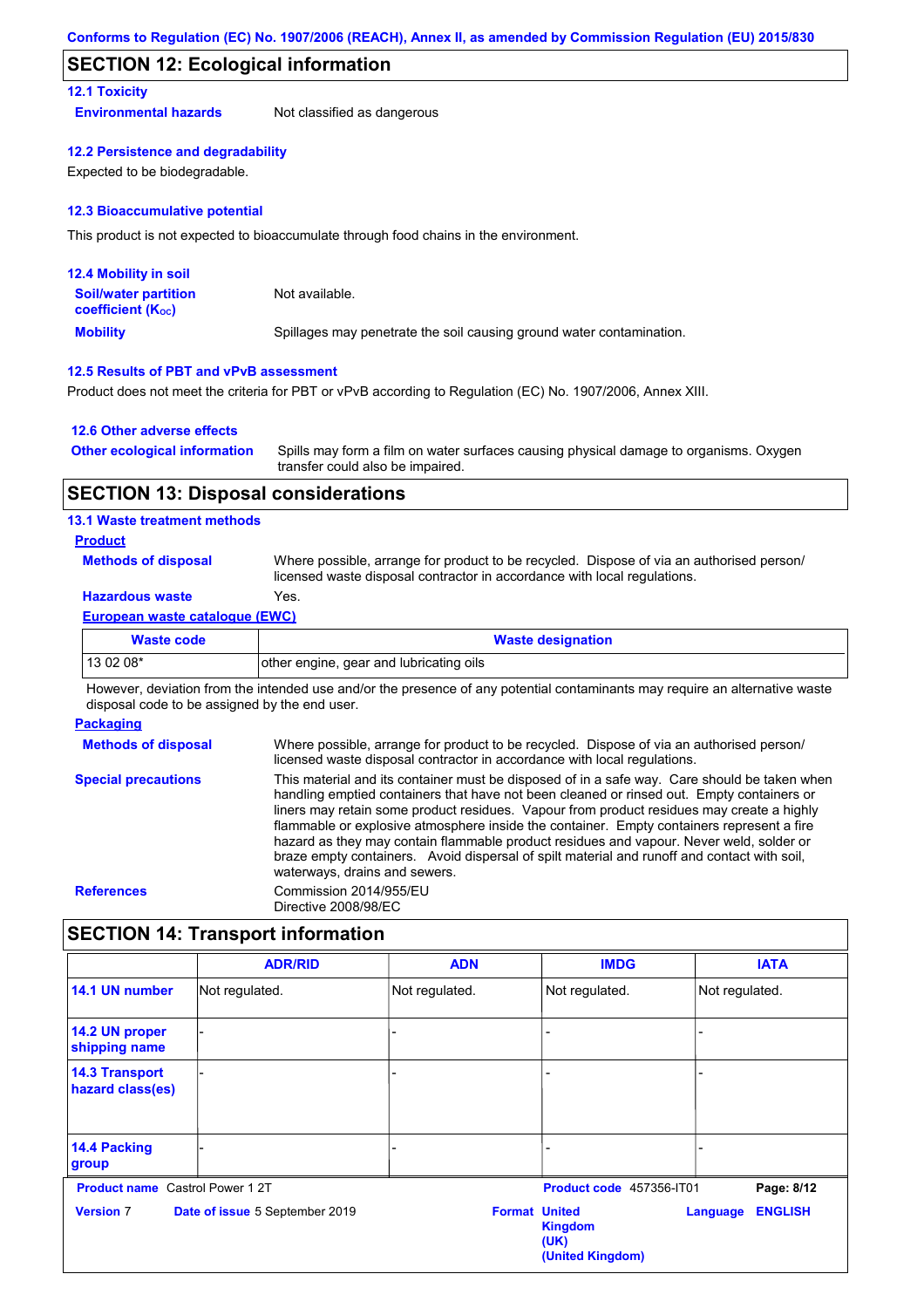## SECTION 12: Ecological information

### 12.1 Toxicity

**Environmental hazards** Not classified as dangerous

### 12.2 Persistence and degradability

Expected to be biodegradable.

### 12.3 Bioaccumulative potential

This product is not expected to bioaccumulate through food chains in the environment.

### 12.4 Mobility in soil

**Soil/water partition coefficient ($K_{OC}$)** Not available.

**Mobility** Spillages may penetrate the soil causing ground water contamination.

### 12.5 Results of PBT and vPvB assessment

Product does not meet the criteria for PBT or vPvB according to Regulation (EC) No. 1907/2006, Annex XIII.

### 12.6 Other adverse effects

**Other ecological information** Spills may form a film on water surfaces causing physical damage to organisms. Oxygen transfer could also be impaired.

## SECTION 13: Disposal considerations

### 13.1 Waste treatment methods

**Product**

**Methods of disposal** Where possible, arrange for product to be recycled. Dispose of via an authorised person/ licensed waste disposal contractor in accordance with local regulations.

**Hazardous waste** Yes.

**European waste catalogue (EWC)**

| Waste code | Waste designation |
|---|---|
| 13 02 08* | other engine, gear and lubricating oils |

However, deviation from the intended use and/or the presence of any potential contaminants may require an alternative waste disposal code to be assigned by the end user.

**Packaging**

**Methods of disposal** Where possible, arrange for product to be recycled. Dispose of via an authorised person/ licensed waste disposal contractor in accordance with local regulations.

**Special precautions** This material and its container must be disposed of in a safe way. Care should be taken when handling emptied containers that have not been cleaned or rinsed out. Empty containers or liners may retain some product residues. Vapour from product residues may create a highly flammable or explosive atmosphere inside the container. Empty containers represent a fire hazard as they may contain flammable product residues and vapour. Never weld, solder or braze empty containers. Avoid dispersal of spilt material and runoff and contact with soil, waterways, drains and sewers.

**References** Commission 2014/955/EU
Directive 2008/98/EC

## SECTION 14: Transport information

| | ADR/RID | ADN | IMDG | IATA |
|---|---|---|---|---|
| 14.1 UN number | Not regulated. | Not regulated. | Not regulated. | Not regulated. |
| 14.2 UN proper shipping name | - | - | - | - |
| 14.3 Transport hazard class(es) | - | - | - | - |
| 14.4 Packing group | - | - | - | - |

**Product name** Castrol Power 1 2T **Product code** 457356-IT01

**Version** 7 **Date of issue** 5 September 2019 **Format** United Kingdom (UK) (United Kingdom) **Language** ENGLISH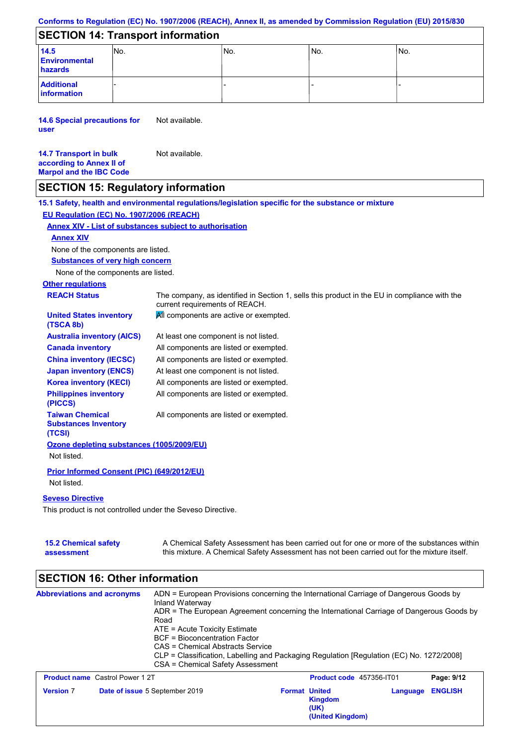Conforms to Regulation (EC) No. 1907/2006 (REACH), Annex II, as amended by Commission Regulation (EU) 2015/830

## SECTION 14: Transport information

| | | | | |
|---|---|---|---|---|
| **14.5 Environmental hazards** | No. | No. | No. | No. |
| **Additional information** | - | - | - | - |

**14.6 Special precautions for user**  Not available.

**14.7 Transport in bulk according to Annex II of Marpol and the IBC Code**  Not available.

## SECTION 15: Regulatory information

**15.1 Safety, health and environmental regulations/legislation specific for the substance or mixture**

**EU Regulation (EC) No. 1907/2006 (REACH)**

**Annex XIV - List of substances subject to authorisation**

**Annex XIV**

None of the components are listed.

**Substances of very high concern**

None of the components are listed.

**Other regulations**

| | |
|---|---|
| **REACH Status** | The company, as identified in Section 1, sells this product in the EU in compliance with the current requirements of REACH. |
| **United States inventory (TSCA 8b)** | All components are active or exempted. |
| **Australia inventory (AICS)** | At least one component is not listed. |
| **Canada inventory** | All components are listed or exempted. |
| **China inventory (IECSC)** | All components are listed or exempted. |
| **Japan inventory (ENCS)** | At least one component is not listed. |
| **Korea inventory (KECI)** | All components are listed or exempted. |
| **Philippines inventory (PICCS)** | All components are listed or exempted. |
| **Taiwan Chemical Substances Inventory (TCSI)** | All components are listed or exempted. |

**Ozone depleting substances (1005/2009/EU)**

Not listed.

**Prior Informed Consent (PIC) (649/2012/EU)**

Not listed.

**Seveso Directive**

This product is not controlled under the Seveso Directive.

**15.2 Chemical safety assessment**  A Chemical Safety Assessment has been carried out for one or more of the substances within this mixture. A Chemical Safety Assessment has not been carried out for the mixture itself.

## SECTION 16: Other information

**Abbreviations and acronyms**

ADN = European Provisions concerning the International Carriage of Dangerous Goods by Inland Waterway
ADR = The European Agreement concerning the International Carriage of Dangerous Goods by Road
ATE = Acute Toxicity Estimate
BCF = Bioconcentration Factor
CAS = Chemical Abstracts Service
CLP = Classification, Labelling and Packaging Regulation [Regulation (EC) No. 1272/2008]
CSA = Chemical Safety Assessment

| | | | |
|---|---|---|---|
| **Product name** Castrol Power 1 2T | | **Product code** 457356-IT01 | |
| **Version** 7 | **Date of issue** 5 September 2019 | **Format** United Kingdom (UK) (United Kingdom) | **Language** ENGLISH |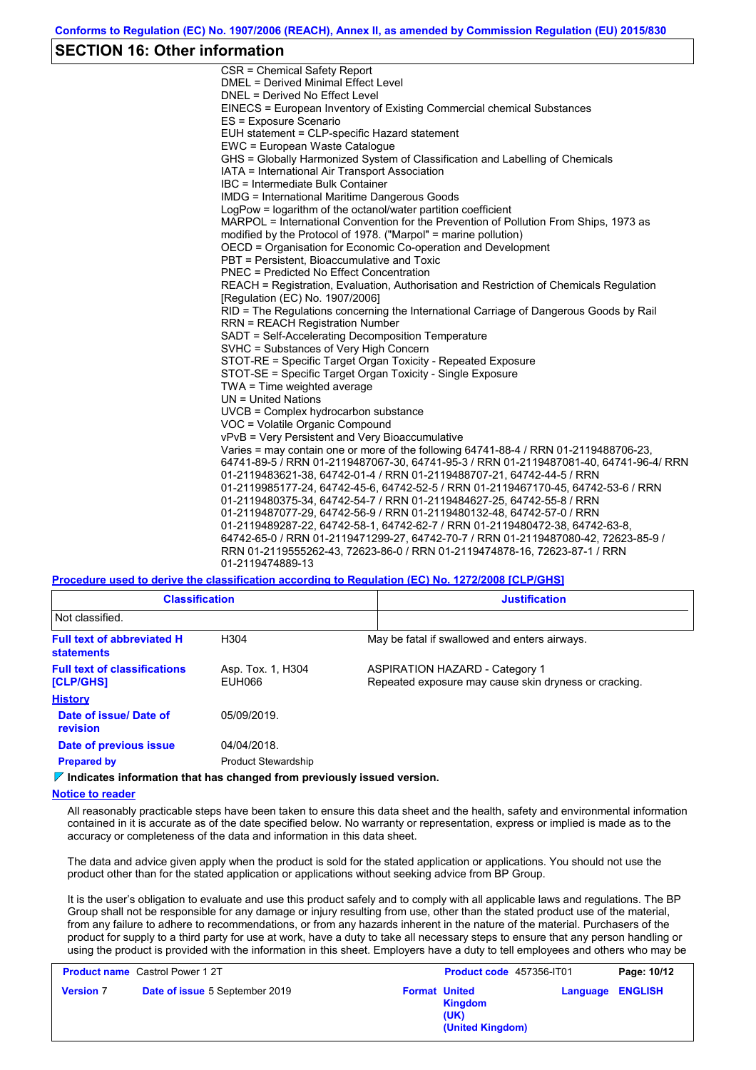## SECTION 16: Other information

CSR = Chemical Safety Report
DMEL = Derived Minimal Effect Level
DNEL = Derived No Effect Level
EINECS = European Inventory of Existing Commercial chemical Substances
ES = Exposure Scenario
EUH statement = CLP-specific Hazard statement
EWC = European Waste Catalogue
GHS = Globally Harmonized System of Classification and Labelling of Chemicals
IATA = International Air Transport Association
IBC = Intermediate Bulk Container
IMDG = International Maritime Dangerous Goods
LogPow = logarithm of the octanol/water partition coefficient
MARPOL = International Convention for the Prevention of Pollution From Ships, 1973 as modified by the Protocol of 1978. ("Marpol" = marine pollution)
OECD = Organisation for Economic Co-operation and Development
PBT = Persistent, Bioaccumulative and Toxic
PNEC = Predicted No Effect Concentration
REACH = Registration, Evaluation, Authorisation and Restriction of Chemicals Regulation [Regulation (EC) No. 1907/2006]
RID = The Regulations concerning the International Carriage of Dangerous Goods by Rail
RRN = REACH Registration Number
SADT = Self-Accelerating Decomposition Temperature
SVHC = Substances of Very High Concern
STOT-RE = Specific Target Organ Toxicity - Repeated Exposure
STOT-SE = Specific Target Organ Toxicity - Single Exposure
TWA = Time weighted average
UN = United Nations
UVCB = Complex hydrocarbon substance
VOC = Volatile Organic Compound
vPvB = Very Persistent and Very Bioaccumulative
Varies = may contain one or more of the following 64741-88-4 / RRN 01-2119488706-23, 64741-89-5 / RRN 01-2119487067-30, 64741-95-3 / RRN 01-2119487081-40, 64741-96-4/ RRN 01-2119483621-38, 64742-01-4 / RRN 01-2119488707-21, 64742-44-5 / RRN 01-2119985177-24, 64742-45-6, 64742-52-5 / RRN 01-2119467170-45, 64742-53-6 / RRN 01-2119480375-34, 64742-54-7 / RRN 01-2119484627-25, 64742-55-8 / RRN 01-2119487077-29, 64742-56-9 / RRN 01-2119480132-48, 64742-57-0 / RRN 01-2119489287-22, 64742-58-1, 64742-62-7 / RRN 01-2119480472-38, 64742-63-8, 64742-65-0 / RRN 01-2119471299-27, 64742-70-7 / RRN 01-2119487080-42, 72623-85-9 / RRN 01-2119555262-43, 72623-86-0 / RRN 01-2119474878-16, 72623-87-1 / RRN 01-2119474889-13

**Procedure used to derive the classification according to Regulation (EC) No. 1272/2008 [CLP/GHS]**

| Classification | Justification |
|---|---|
| Not classified. | |

**Full text of abbreviated H statements**
H304 — May be fatal if swallowed and enters airways.

**Full text of classifications [CLP/GHS]**
Asp. Tox. 1, H304 — ASPIRATION HAZARD - Category 1
EUH066 — Repeated exposure may cause skin dryness or cracking.

**History**

**Date of issue/ Date of revision** 05/09/2019.

**Date of previous issue** 04/04/2018.

**Prepared by** Product Stewardship

**Indicates information that has changed from previously issued version.**

**Notice to reader**

All reasonably practicable steps have been taken to ensure this data sheet and the health, safety and environmental information contained in it is accurate as of the date specified below. No warranty or representation, express or implied is made as to the accuracy or completeness of the data and information in this data sheet.

The data and advice given apply when the product is sold for the stated application or applications. You should not use the product other than for the stated application or applications without seeking advice from BP Group.

It is the user's obligation to evaluate and use this product safely and to comply with all applicable laws and regulations. The BP Group shall not be responsible for any damage or injury resulting from use, other than the stated product use of the material, from any failure to adhere to recommendations, or from any hazards inherent in the nature of the material. Purchasers of the product for supply to a third party for use at work, have a duty to take all necessary steps to ensure that any person handling or using the product is provided with the information in this sheet. Employers have a duty to tell employees and others who may be

| **Product name** Castrol Power 1 2T | | **Product code** 457356-IT01 | |
|---|---|---|---|
| **Version** 7 | **Date of issue** 5 September 2019 | **Format** United Kingdom (UK) (United Kingdom) | **Language** ENGLISH |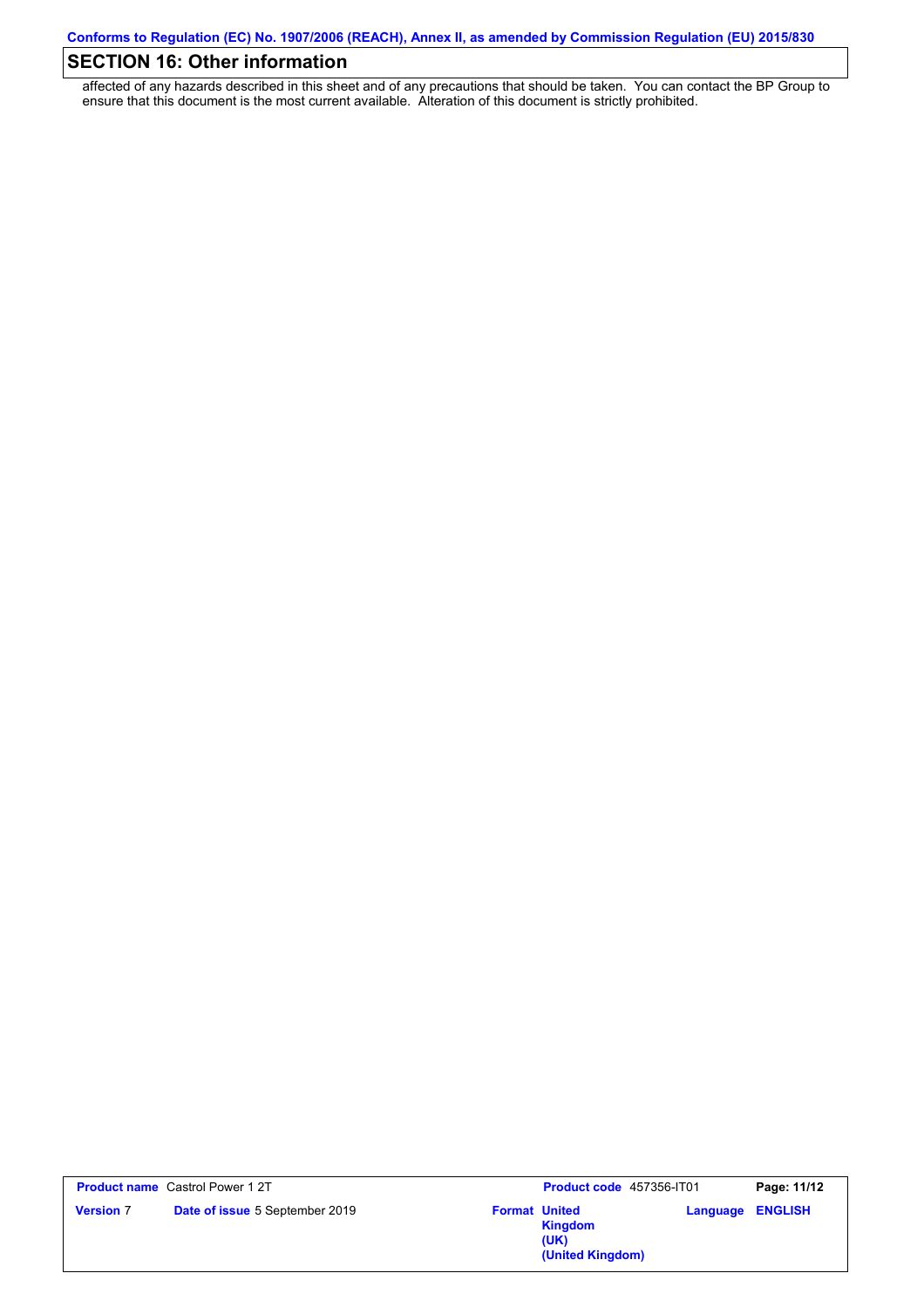## SECTION 16: Other information

affected of any hazards described in this sheet and of any precautions that should be taken. You can contact the BP Group to ensure that this document is the most current available. Alteration of this document is strictly prohibited.